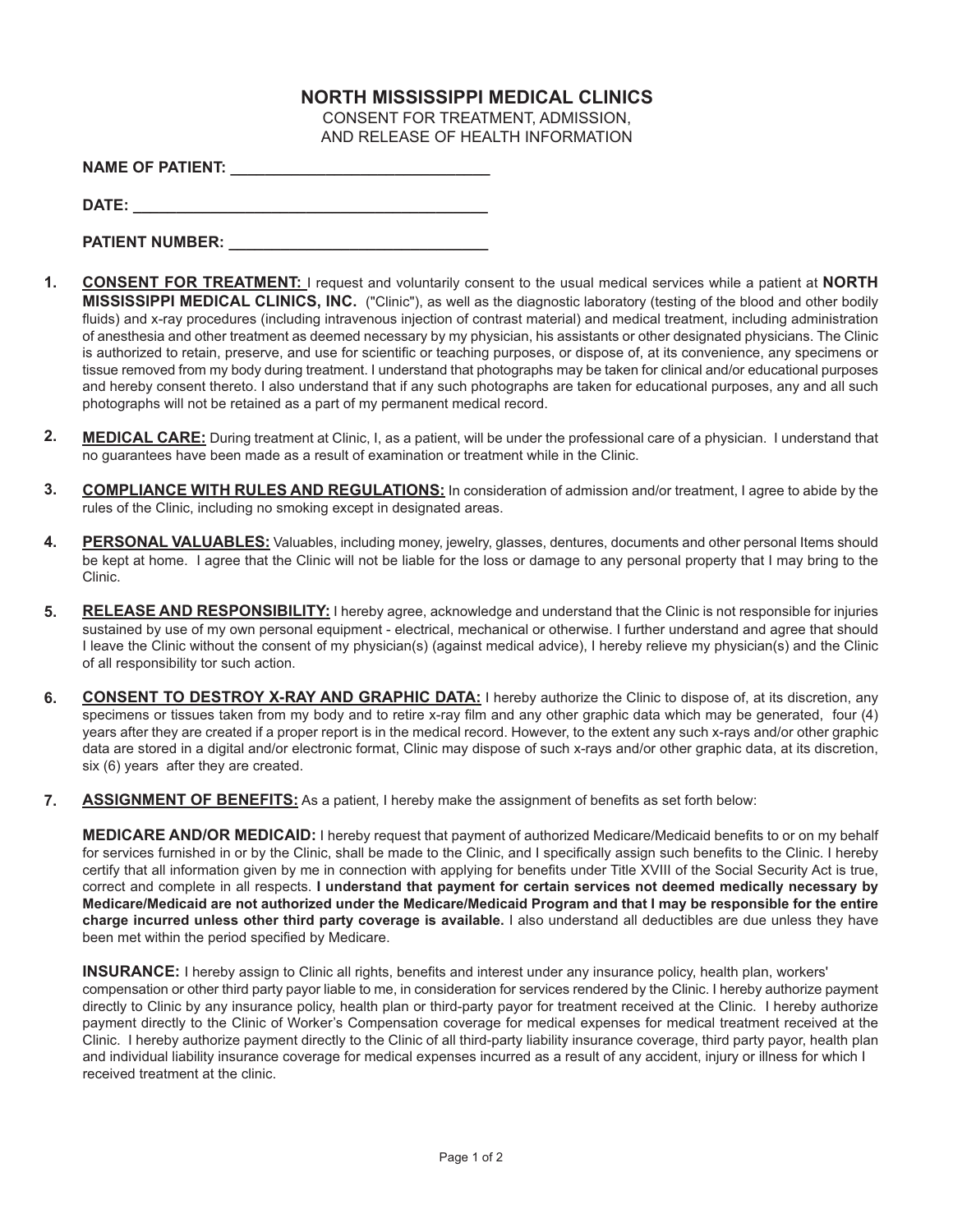# NORTH MISSISSIPPI MEDICAL CLINICS

CONSENT FOR TREATMENT, ADMISSION, AND RELEASE OF HEALTH INFORMATION

**NAME OF PATIENT:** ______________________________

**DATE:** __________________________________________

**PATIENT NUMBER:** ______________________________

1. **CONSENT FOR TREATMENT:** I request and voluntarily consent to the usual medical services while a patient at **NORTH MISSISSIPPI MEDICAL CLINICS, INC.** ("Clinic"), as well as the diagnostic laboratory (testing of the blood and other bodily fluids) and x-ray procedures (including intravenous injection of contrast material) and medical treatment, including administration of anesthesia and other treatment as deemed necessary by my physician, his assistants or other designated physicians. The Clinic is authorized to retain, preserve, and use for scientific or teaching purposes, or dispose of, at its convenience, any specimens or tissue removed from my body during treatment. I understand that photographs may be taken for clinical and/or educational purposes and hereby consent thereto. I also understand that if any such photographs are taken for educational purposes, any and all such photographs will not be retained as a part of my permanent medical record.

2. **MEDICAL CARE:** During treatment at Clinic, I, as a patient, will be under the professional care of a physician. I understand that no guarantees have been made as a result of examination or treatment while in the Clinic.

3. **COMPLIANCE WITH RULES AND REGULATIONS:** In consideration of admission and/or treatment, I agree to abide by the rules of the Clinic, including no smoking except in designated areas.

4. **PERSONAL VALUABLES:** Valuables, including money, jewelry, glasses, dentures, documents and other personal Items should be kept at home. I agree that the Clinic will not be liable for the loss or damage to any personal property that I may bring to the Clinic.

5. **RELEASE AND RESPONSIBILITY:** I hereby agree, acknowledge and understand that the Clinic is not responsible for injuries sustained by use of my own personal equipment - electrical, mechanical or otherwise. I further understand and agree that should I leave the Clinic without the consent of my physician(s) (against medical advice), I hereby relieve my physician(s) and the Clinic of all responsibility tor such action.

6. **CONSENT TO DESTROY X-RAY AND GRAPHIC DATA:** I hereby authorize the Clinic to dispose of, at its discretion, any specimens or tissues taken from my body and to retire x-ray film and any other graphic data which may be generated, four (4) years after they are created if a proper report is in the medical record. However, to the extent any such x-rays and/or other graphic data are stored in a digital and/or electronic format, Clinic may dispose of such x-rays and/or other graphic data, at its discretion, six (6) years after they are created.

7. **ASSIGNMENT OF BENEFITS:** As a patient, I hereby make the assignment of benefits as set forth below:

   **MEDICARE AND/OR MEDICAID:** I hereby request that payment of authorized Medicare/Medicaid benefits to or on my behalf for services furnished in or by the Clinic, shall be made to the Clinic, and I specifically assign such benefits to the Clinic. I hereby certify that all information given by me in connection with applying for benefits under Title XVIII of the Social Security Act is true, correct and complete in all respects. **I understand that payment for certain services not deemed medically necessary by Medicare/Medicaid are not authorized under the Medicare/Medicaid Program and that I may be responsible for the entire charge incurred unless other third party coverage is available.** I also understand all deductibles are due unless they have been met within the period specified by Medicare.

   **INSURANCE:** I hereby assign to Clinic all rights, benefits and interest under any insurance policy, health plan, workers' compensation or other third party payor liable to me, in consideration for services rendered by the Clinic. I hereby authorize payment directly to Clinic by any insurance policy, health plan or third-party payor for treatment received at the Clinic. I hereby authorize payment directly to the Clinic of Worker's Compensation coverage for medical expenses for medical treatment received at the Clinic. I hereby authorize payment directly to the Clinic of all third-party liability insurance coverage, third party payor, health plan and individual liability insurance coverage for medical expenses incurred as a result of any accident, injury or illness for which I received treatment at the clinic.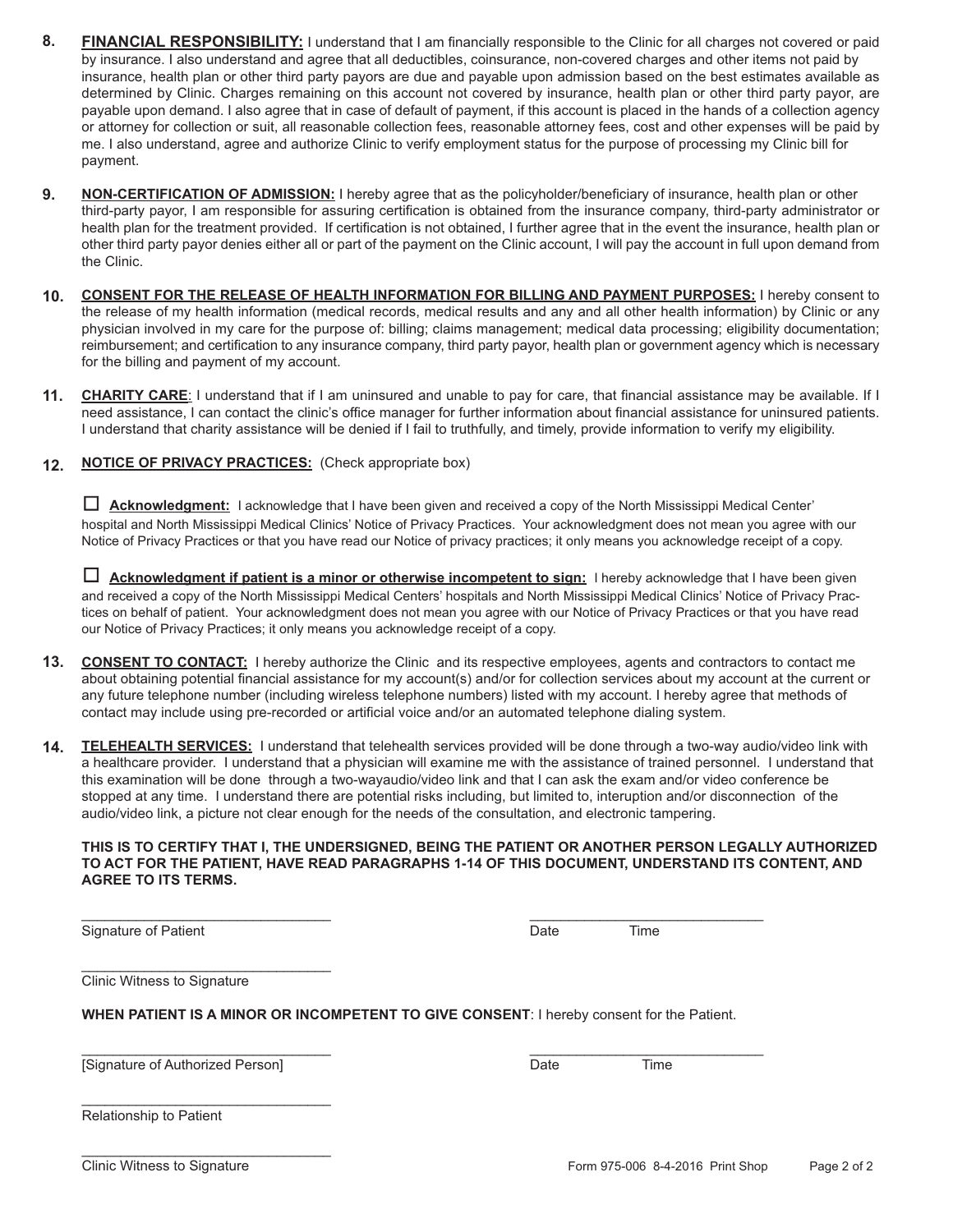8. **FINANCIAL RESPONSIBILITY:** I understand that I am financially responsible to the Clinic for all charges not covered or paid by insurance. I also understand and agree that all deductibles, coinsurance, non-covered charges and other items not paid by insurance, health plan or other third party payors are due and payable upon admission based on the best estimates available as determined by Clinic. Charges remaining on this account not covered by insurance, health plan or other third party payor, are payable upon demand. I also agree that in case of default of payment, if this account is placed in the hands of a collection agency or attorney for collection or suit, all reasonable collection fees, reasonable attorney fees, cost and other expenses will be paid by me. I also understand, agree and authorize Clinic to verify employment status for the purpose of processing my Clinic bill for payment.

9. **NON-CERTIFICATION OF ADMISSION:** I hereby agree that as the policyholder/beneficiary of insurance, health plan or other third-party payor, I am responsible for assuring certification is obtained from the insurance company, third-party administrator or health plan for the treatment provided. If certification is not obtained, I further agree that in the event the insurance, health plan or other third party payor denies either all or part of the payment on the Clinic account, I will pay the account in full upon demand from the Clinic.

10. **CONSENT FOR THE RELEASE OF HEALTH INFORMATION FOR BILLING AND PAYMENT PURPOSES:** I hereby consent to the release of my health information (medical records, medical results and any and all other health information) by Clinic or any physician involved in my care for the purpose of: billing; claims management; medical data processing; eligibility documentation; reimbursement; and certification to any insurance company, third party payor, health plan or government agency which is necessary for the billing and payment of my account.

11. **CHARITY CARE**: I understand that if I am uninsured and unable to pay for care, that financial assistance may be available. If I need assistance, I can contact the clinic's office manager for further information about financial assistance for uninsured patients. I understand that charity assistance will be denied if I fail to truthfully, and timely, provide information to verify my eligibility.

12. **NOTICE OF PRIVACY PRACTICES:** (Check appropriate box)

    ☐ **Acknowledgment:** I acknowledge that I have been given and received a copy of the North Mississippi Medical Center' hospital and North Mississippi Medical Clinics' Notice of Privacy Practices. Your acknowledgment does not mean you agree with our Notice of Privacy Practices or that you have read our Notice of privacy practices; it only means you acknowledge receipt of a copy.

    ☐ **Acknowledgment if patient is a minor or otherwise incompetent to sign:** I hereby acknowledge that I have been given and received a copy of the North Mississippi Medical Centers' hospitals and North Mississippi Medical Clinics' Notice of Privacy Practices on behalf of patient. Your acknowledgment does not mean you agree with our Notice of Privacy Practices or that you have read our Notice of Privacy Practices; it only means you acknowledge receipt of a copy.

13. **CONSENT TO CONTACT:** I hereby authorize the Clinic and its respective employees, agents and contractors to contact me about obtaining potential financial assistance for my account(s) and/or for collection services about my account at the current or any future telephone number (including wireless telephone numbers) listed with my account. I hereby agree that methods of contact may include using pre-recorded or artificial voice and/or an automated telephone dialing system.

14. **TELEHEALTH SERVICES:** I understand that telehealth services provided will be done through a two-way audio/video link with a healthcare provider. I understand that a physician will examine me with the assistance of trained personnel. I understand that this examination will be done through a two-wayaudio/video link and that I can ask the exam and/or video conference be stopped at any time. I understand there are potential risks including, but limited to, interuption and/or disconnection of the audio/video link, a picture not clear enough for the needs of the consultation, and electronic tampering.

**THIS IS TO CERTIFY THAT I, THE UNDERSIGNED, BEING THE PATIENT OR ANOTHER PERSON LEGALLY AUTHORIZED TO ACT FOR THE PATIENT, HAVE READ PARAGRAPHS 1-14 OF THIS DOCUMENT, UNDERSTAND ITS CONTENT, AND AGREE TO ITS TERMS.**

______________________________ ______________________________
Signature of Patient Date Time

______________________________
Clinic Witness to Signature

**WHEN PATIENT IS A MINOR OR INCOMPETENT TO GIVE CONSENT**: I hereby consent for the Patient.

______________________________ ______________________________
[Signature of Authorized Person] Date Time

______________________________
Relationship to Patient

______________________________
Clinic Witness to Signature

Form 975-006 8-4-2016 Print Shop